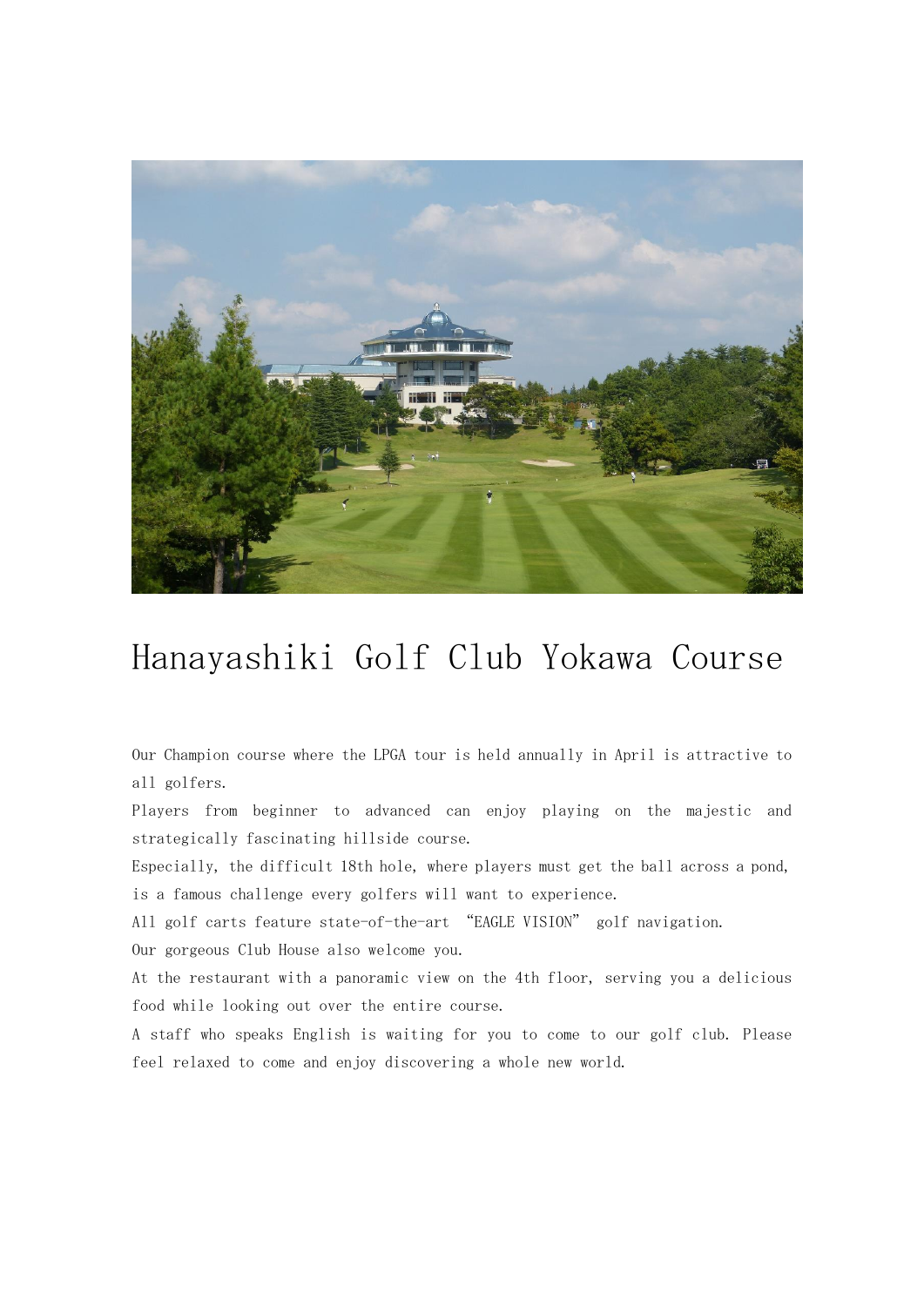# Hanayashiki Golf Club Yokawa Course

Our Champion course where the LPGA tour is held annually in April is attractive to all golfers.
Players from beginner to advanced can enjoy playing on the majestic and strategically fascinating hillside course.
Especially, the difficult 18th hole, where players must get the ball across a pond, is a famous challenge every golfers will want to experience.
All golf carts feature state-of-the-art "EAGLE VISION" golf navigation.
Our gorgeous Club House also welcome you.
At the restaurant with a panoramic view on the 4th floor, serving you a delicious food while looking out over the entire course.
A staff who speaks English is waiting for you to come to our golf club. Please feel relaxed to come and enjoy discovering a whole new world.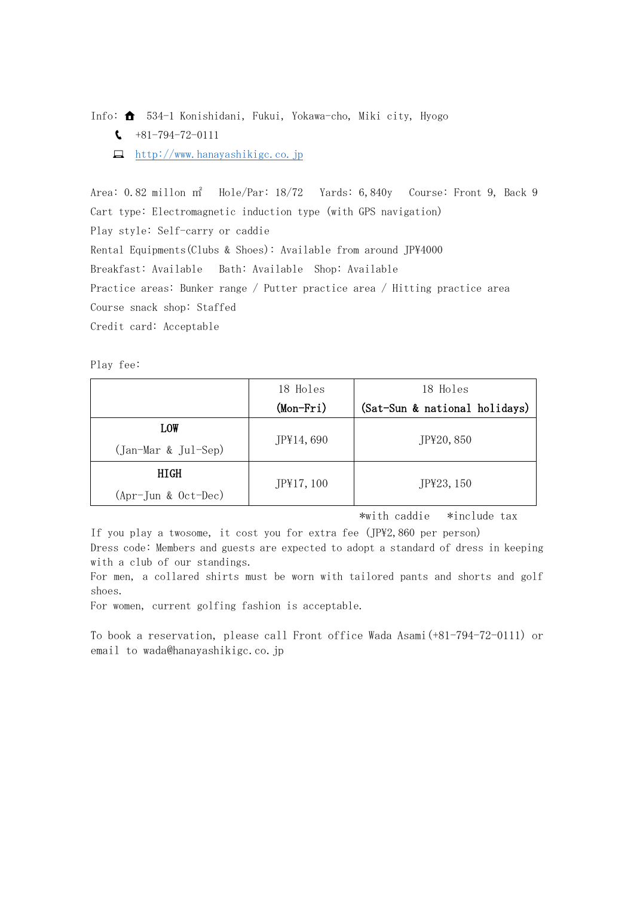Info: 🏠 534-1 Konishidani, Fukui, Yokawa-cho, Miki city, Hyogo

📞 +81-794-72-0111

💻 http://www.hanayashikigc.co.jp

Area: 0.82 millon ㎡ Hole/Par: 18/72 Yards: 6,840y Course: Front 9, Back 9

Cart type: Electromagnetic induction type (with GPS navigation)

Play style: Self-carry or caddie

Rental Equipments(Clubs & Shoes): Available from around JP¥4000

Breakfast: Available Bath: Available Shop: Available

Practice areas: Bunker range / Putter practice area / Hitting practice area

Course snack shop: Staffed

Credit card: Acceptable

Play fee:

| | 18 Holes **(Mon-Fri)** | 18 Holes **(Sat-Sun & national holidays)** |
|---|---|---|
| **LOW** (Jan-Mar & Jul-Sep) | JP¥14,690 | JP¥20,850 |
| **HIGH** (Apr-Jun & Oct-Dec) | JP¥17,100 | JP¥23,150 |

*with caddie *include tax

If you play a twosome, it cost you for extra fee (JP¥2,860 per person)

Dress code: Members and guests are expected to adopt a standard of dress in keeping with a club of our standings.

For men, a collared shirts must be worn with tailored pants and shorts and golf shoes.

For women, current golfing fashion is acceptable.

To book a reservation, please call Front office Wada Asami(+81-794-72-0111) or email to wada@hanayashikigc.co.jp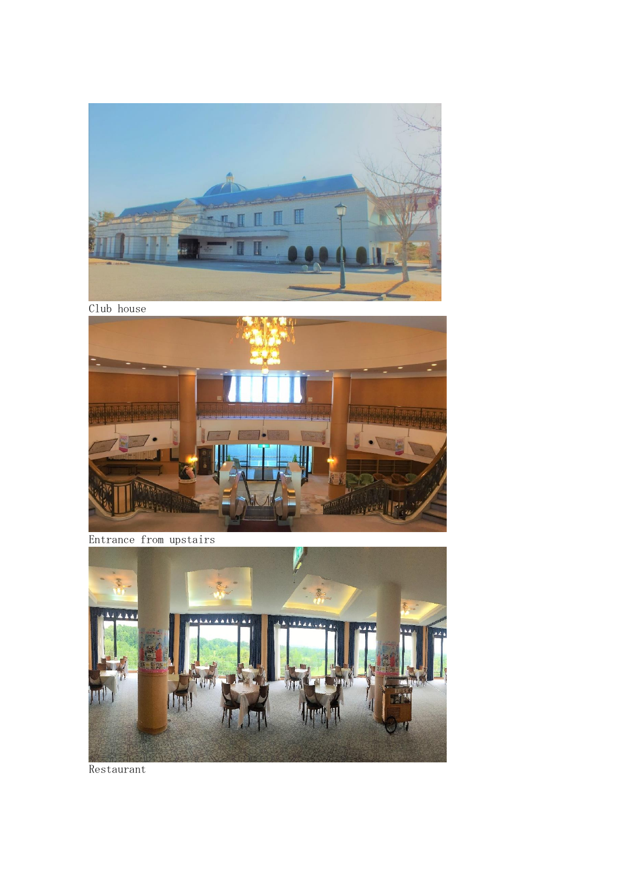Club house

Entrance from upstairs

Restaurant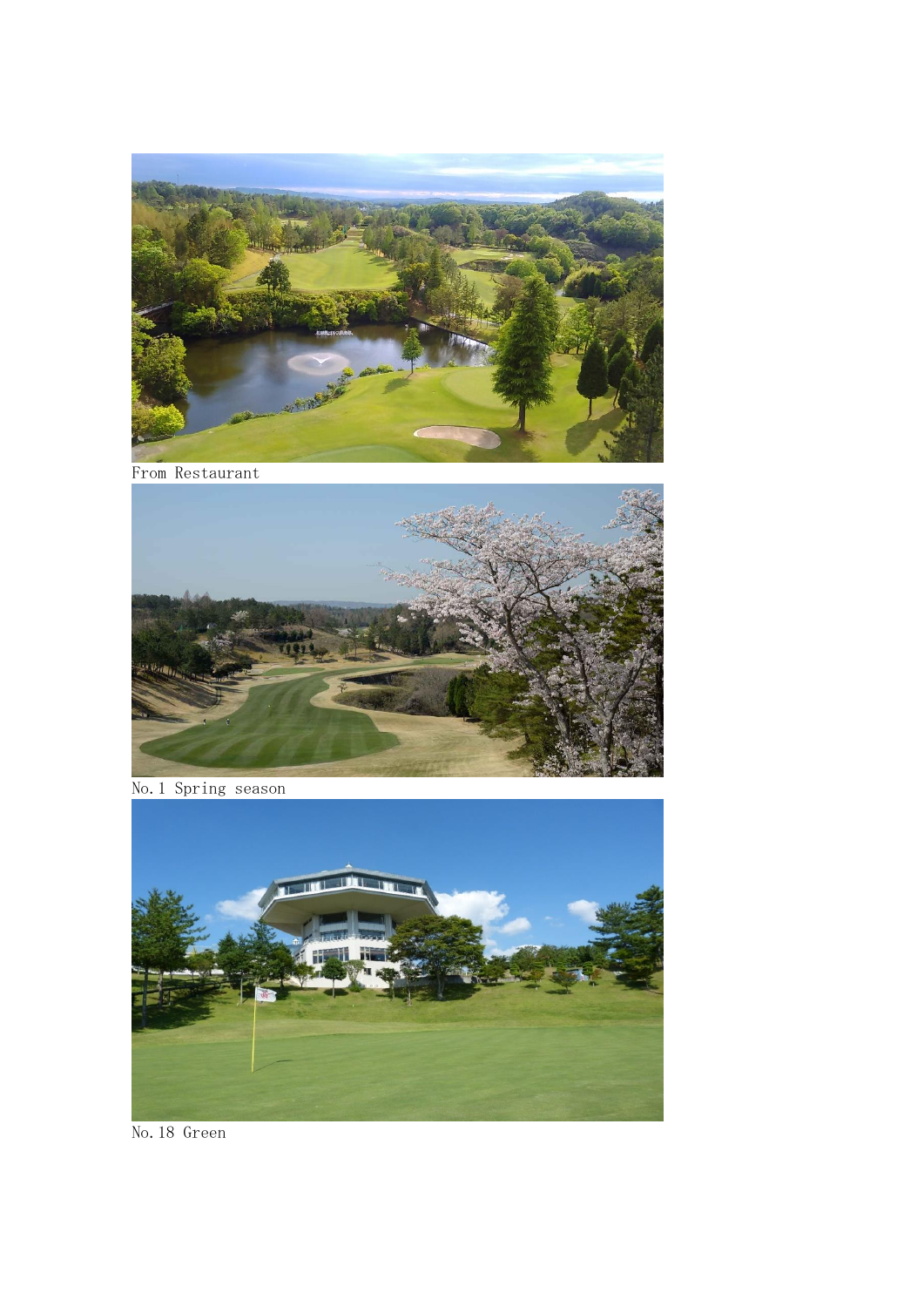From Restaurant

No.1 Spring season

No.18 Green